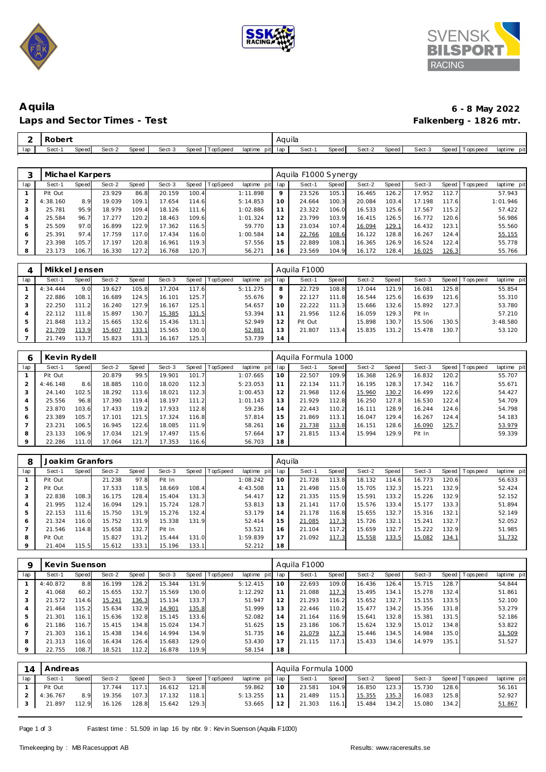# Aquila

**6 - 8 May 2022**

## Laps and Sector Times - Test

**Falkenberg - 1826 mtr.**

| 2 | Robert | | | | | | | | Aquila | | | | | | | | |
|---|---|---|---|---|---|---|---|---|---|---|---|---|---|---|---|---|---|
| lap | Sect-1 | Speed | Sect-2 | Speed | Sect-3 | Speed | TopSpeed | laptime pit | lap | Sect-1 | Speed | Sect-2 | Speed | Sect-3 | Speed | Topspeed | laptime pit |

| 3 | Michael Karpers | | | | | | | | Aquila F1000 Synergy | | | | | | | | |
|---|---|---|---|---|---|---|---|---|---|---|---|---|---|---|---|---|---|
| lap | Sect-1 | Speed | Sect-2 | Speed | Sect-3 | Speed | TopSpeed | laptime pit | lap | Sect-1 | Speed | Sect-2 | Speed | Sect-3 | Speed | Topspeed | laptime pit |
| 1 | Pit Out | | 23.929 | 86.8 | 20.159 | 100.4 | | 1:11.898 | 9 | 23.526 | 105.1 | 16.465 | 126.2 | 17.952 | 112.7 | | 57.943 |
| 2 | 4:38.160 | 8.9 | 19.039 | 109.1 | 17.654 | 114.6 | | 5:14.853 | 10 | 24.664 | 100.3 | 20.084 | 103.4 | 17.198 | 117.6 | | 1:01.946 |
| 3 | 25.781 | 95.9 | 18.979 | 109.4 | 18.126 | 111.6 | | 1:02.886 | 11 | 23.322 | 106.0 | 16.533 | 125.6 | 17.567 | 115.2 | | 57.422 |
| 4 | 25.584 | 96.7 | 17.277 | 120.2 | 18.463 | 109.6 | | 1:01.324 | 12 | 23.799 | 103.9 | 16.415 | 126.5 | 16.772 | 120.6 | | 56.986 |
| 5 | 25.509 | 97.0 | 16.899 | 122.9 | 17.362 | 116.5 | | 59.770 | 13 | 23.034 | 107.4 | 16.094 | 129.1 | 16.432 | 123.1 | | 55.560 |
| 6 | 25.391 | 97.4 | 17.759 | 117.0 | 17.434 | 116.0 | | 1:00.584 | 14 | 22.766 | 108.6 | 16.122 | 128.8 | 16.267 | 124.4 | | 55.155 |
| 7 | 23.398 | 105.7 | 17.197 | 120.8 | 16.961 | 119.3 | | 57.556 | 15 | 22.889 | 108.1 | 16.365 | 126.9 | 16.524 | 122.4 | | 55.778 |
| 8 | 23.173 | 106.7 | 16.330 | 127.2 | 16.768 | 120.7 | | 56.271 | 16 | 23.569 | 104.9 | 16.172 | 128.4 | 16.025 | 126.3 | | 55.766 |

| 4 | Mikkel Jensen | | | | | | | | Aquila F1000 | | | | | | | | |
|---|---|---|---|---|---|---|---|---|---|---|---|---|---|---|---|---|---|
| lap | Sect-1 | Speed | Sect-2 | Speed | Sect-3 | Speed | TopSpeed | laptime pit | lap | Sect-1 | Speed | Sect-2 | Speed | Sect-3 | Speed | Topspeed | laptime pit |
| 1 | 4:34.444 | 9.0 | 19.627 | 105.8 | 17.204 | 117.6 | | 5:11.275 | 8 | 22.729 | 108.8 | 17.044 | 121.9 | 16.081 | 125.8 | | 55.854 |
| 2 | 22.886 | 108.1 | 16.689 | 124.5 | 16.101 | 125.7 | | 55.676 | 9 | 22.127 | 111.8 | 16.544 | 125.6 | 16.639 | 121.6 | | 55.310 |
| 3 | 22.250 | 111.2 | 16.240 | 127.9 | 16.167 | 125.1 | | 54.657 | 10 | 22.222 | 111.3 | 15.666 | 132.6 | 15.892 | 127.3 | | 53.780 |
| 4 | 22.112 | 111.8 | 15.897 | 130.7 | 15.385 | 131.5 | | 53.394 | 11 | 21.956 | 112.6 | 16.059 | 129.3 | Pit In | | | 57.210 |
| 5 | 21.848 | 113.2 | 15.665 | 132.6 | 15.436 | 131.1 | | 52.949 | 12 | Pit Out | | 15.898 | 130.7 | 15.506 | 130.5 | | 3:48.580 |
| 6 | 21.709 | 113.9 | 15.607 | 133.1 | 15.565 | 130.0 | | 52.881 | 13 | 21.807 | 113.4 | 15.835 | 131.2 | 15.478 | 130.7 | | 53.120 |
| 7 | 21.749 | 113.7 | 15.823 | 131.3 | 16.167 | 125.1 | | 53.739 | 14 | | | | | | | | |

| 6 | Kevin Rydell | | | | | | | | Aquila Formula 1000 | | | | | | | | |
|---|---|---|---|---|---|---|---|---|---|---|---|---|---|---|---|---|---|
| lap | Sect-1 | Speed | Sect-2 | Speed | Sect-3 | Speed | TopSpeed | laptime pit | lap | Sect-1 | Speed | Sect-2 | Speed | Sect-3 | Speed | Topspeed | laptime pit |
| 1 | Pit Out | | 20.879 | 99.5 | 19.901 | 101.7 | | 1:07.665 | 10 | 22.507 | 109.9 | 16.368 | 126.9 | 16.832 | 120.2 | | 55.707 |
| 2 | 4:46.148 | 8.6 | 18.885 | 110.0 | 18.020 | 112.3 | | 5:23.053 | 11 | 22.134 | 111.7 | 16.195 | 128.3 | 17.342 | 116.7 | | 55.671 |
| 3 | 24.140 | 102.5 | 18.292 | 113.6 | 18.021 | 112.3 | | 1:00.453 | 12 | 21.968 | 112.6 | 15.960 | 130.2 | 16.499 | 122.6 | | 54.427 |
| 4 | 25.556 | 96.8 | 17.390 | 119.4 | 18.197 | 111.2 | | 1:01.143 | 13 | 21.929 | 112.8 | 16.250 | 127.8 | 16.530 | 122.4 | | 54.709 |
| 5 | 23.870 | 103.6 | 17.433 | 119.2 | 17.933 | 112.8 | | 59.236 | 14 | 22.443 | 110.2 | 16.111 | 128.9 | 16.244 | 124.6 | | 54.798 |
| 6 | 23.389 | 105.7 | 17.101 | 121.5 | 17.324 | 116.8 | | 57.814 | 15 | 21.869 | 113.1 | 16.047 | 129.4 | 16.267 | 124.4 | | 54.183 |
| 7 | 23.231 | 106.5 | 16.945 | 122.6 | 18.085 | 111.9 | | 58.261 | 16 | 21.738 | 113.8 | 16.151 | 128.6 | 16.090 | 125.7 | | 53.979 |
| 8 | 23.133 | 106.9 | 17.034 | 121.9 | 17.497 | 115.6 | | 57.664 | 17 | 21.815 | 113.4 | 15.994 | 129.9 | Pit In | | | 59.339 |
| 9 | 22.286 | 111.0 | 17.064 | 121.7 | 17.353 | 116.6 | | 56.703 | 18 | | | | | | | | |

| 8 | Joakim Granfors | | | | | | | | Aquila | | | | | | | | |
|---|---|---|---|---|---|---|---|---|---|---|---|---|---|---|---|---|---|
| lap | Sect-1 | Speed | Sect-2 | Speed | Sect-3 | Speed | TopSpeed | laptime pit | lap | Sect-1 | Speed | Sect-2 | Speed | Sect-3 | Speed | Topspeed | laptime pit |
| 1 | Pit Out | | 21.238 | 97.8 | Pit In | | | 1:08.242 | 10 | 21.728 | 113.8 | 18.132 | 114.6 | 16.773 | 120.6 | | 56.633 |
| 2 | Pit Out | | 17.533 | 118.5 | 18.669 | 108.4 | | 4:43.508 | 11 | 21.498 | 115.0 | 15.705 | 132.3 | 15.221 | 132.9 | | 52.424 |
| 3 | 22.838 | 108.3 | 16.175 | 128.4 | 15.404 | 131.3 | | 54.417 | 12 | 21.335 | 115.9 | 15.591 | 133.2 | 15.226 | 132.9 | | 52.152 |
| 4 | 21.995 | 112.4 | 16.094 | 129.1 | 15.724 | 128.7 | | 53.813 | 13 | 21.141 | 117.0 | 15.576 | 133.4 | 15.177 | 133.3 | | 51.894 |
| 5 | 22.153 | 111.6 | 15.750 | 131.9 | 15.276 | 132.4 | | 53.179 | 14 | 21.178 | 116.8 | 15.655 | 132.7 | 15.316 | 132.1 | | 52.149 |
| 6 | 21.324 | 116.0 | 15.752 | 131.9 | 15.338 | 131.9 | | 52.414 | 15 | 21.085 | 117.3 | 15.726 | 132.1 | 15.241 | 132.7 | | 52.052 |
| 7 | 21.546 | 114.8 | 15.658 | 132.7 | Pit In | | | 53.521 | 16 | 21.104 | 117.2 | 15.659 | 132.7 | 15.222 | 132.9 | | 51.985 |
| 8 | Pit Out | | 15.827 | 131.2 | 15.444 | 131.0 | | 1:59.839 | 17 | 21.092 | 117.3 | 15.558 | 133.5 | 15.082 | 134.1 | | 51.732 |
| 9 | 21.404 | 115.5 | 15.612 | 133.1 | 15.196 | 133.1 | | 52.212 | 18 | | | | | | | | |

| 9 | Kevin Suenson | | | | | | | | Aquila F1000 | | | | | | | | |
|---|---|---|---|---|---|---|---|---|---|---|---|---|---|---|---|---|---|
| lap | Sect-1 | Speed | Sect-2 | Speed | Sect-3 | Speed | TopSpeed | laptime pit | lap | Sect-1 | Speed | Sect-2 | Speed | Sect-3 | Speed | Topspeed | laptime pit |
| 1 | 4:40.872 | 8.8 | 16.199 | 128.2 | 15.344 | 131.9 | | 5:12.415 | 10 | 22.693 | 109.0 | 16.436 | 126.4 | 15.715 | 128.7 | | 54.844 |
| 2 | 41.068 | 60.2 | 15.655 | 132.7 | 15.569 | 130.0 | | 1:12.292 | 11 | 21.088 | 117.3 | 15.495 | 134.1 | 15.278 | 132.4 | | 51.861 |
| 3 | 21.572 | 114.6 | 15.241 | 136.3 | 15.134 | 133.7 | | 51.947 | 12 | 21.293 | 116.2 | 15.652 | 132.7 | 15.155 | 133.5 | | 52.100 |
| 4 | 21.464 | 115.2 | 15.634 | 132.9 | 14.901 | 135.8 | | 51.999 | 13 | 22.446 | 110.2 | 15.477 | 134.2 | 15.356 | 131.8 | | 53.279 |
| 5 | 21.301 | 116.1 | 15.636 | 132.8 | 15.145 | 133.6 | | 52.082 | 14 | 21.164 | 116.9 | 15.641 | 132.8 | 15.381 | 131.5 | | 52.186 |
| 6 | 21.186 | 116.7 | 15.415 | 134.8 | 15.024 | 134.7 | | 51.625 | 15 | 23.186 | 106.7 | 15.624 | 132.9 | 15.012 | 134.8 | | 53.822 |
| 7 | 21.303 | 116.1 | 15.438 | 134.6 | 14.994 | 134.9 | | 51.735 | 16 | 21.079 | 117.3 | 15.446 | 134.5 | 14.984 | 135.0 | | 51.509 |
| 8 | 21.313 | 116.0 | 16.434 | 126.4 | 15.683 | 129.0 | | 53.430 | 17 | 21.115 | 117.1 | 15.433 | 134.6 | 14.979 | 135.1 | | 51.527 |
| 9 | 22.755 | 108.7 | 18.521 | 112.2 | 16.878 | 119.9 | | 58.154 | 18 | | | | | | | | |

| 14 | Andreas | | | | | | | | Aquila Formula 1000 | | | | | | | | |
|---|---|---|---|---|---|---|---|---|---|---|---|---|---|---|---|---|---|
| lap | Sect-1 | Speed | Sect-2 | Speed | Sect-3 | Speed | TopSpeed | laptime pit | lap | Sect-1 | Speed | Sect-2 | Speed | Sect-3 | Speed | Topspeed | laptime pit |
| 1 | Pit Out | | 17.744 | 117.1 | 16.612 | 121.8 | | 59.862 | 10 | 23.581 | 104.9 | 16.850 | 123.3 | 15.730 | 128.6 | | 56.161 |
| 2 | 4:36.767 | 8.9 | 19.356 | 107.3 | 17.132 | 118.1 | | 5:13.255 | 11 | 21.489 | 115.1 | 15.355 | 135.3 | 16.083 | 125.8 | | 52.927 |
| 3 | 21.897 | 112.9 | 16.126 | 128.8 | 15.642 | 129.3 | | 53.665 | 12 | 21.303 | 116.1 | 15.484 | 134.2 | 15.080 | 134.2 | | 51.867 |

Fastest time : 51.509 in lap 16 by nbr. 9 : Kevin Suenson (Aquila F1000)

Timekeeping by : MB Racesupport AB

Results: www.raceresults.se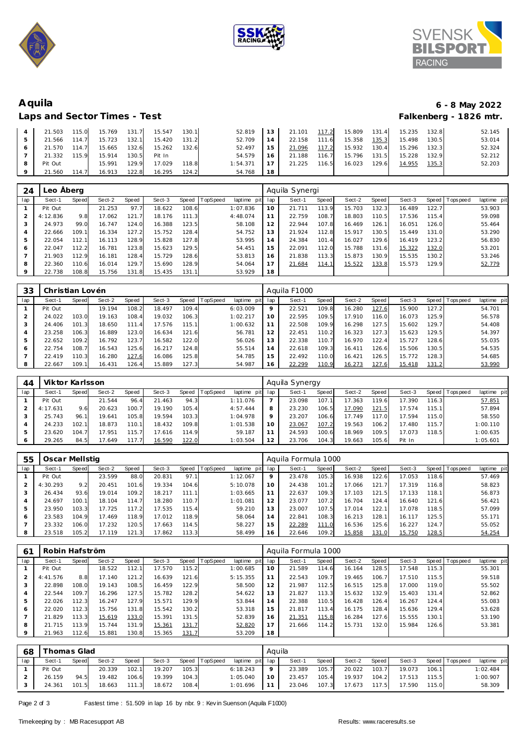# Aquila

## Laps and Sector Times - Test

**6 - 8 May 2022**

**Falkenberg - 1826 mtr.**

| lap | Sect-1 | Speed | Sect-2 | Speed | Sect-3 | Speed | TopSpeed | laptime pit | lap | Sect-1 | Speed | Sect-2 | Speed | Sect-3 | Speed | Topspeed | laptime pit |
|---|---|---|---|---|---|---|---|---|---|---|---|---|---|---|---|---|---|
| 4 | 21.503 | 115.0 | 15.769 | 131.7 | 15.547 | 130.1 | | 52.819 | 13 | 21.101 | 117.2 | 15.809 | 131.4 | 15.235 | 132.8 | | 52.145 |
| 5 | 21.566 | 114.7 | 15.723 | 132.1 | 15.420 | 131.2 | | 52.709 | 14 | 22.158 | 111.6 | 15.358 | 135.3 | 15.498 | 130.5 | | 53.014 |
| 6 | 21.570 | 114.7 | 15.665 | 132.6 | 15.262 | 132.6 | | 52.497 | 15 | 21.096 | 117.2 | 15.932 | 130.4 | 15.296 | 132.3 | | 52.324 |
| 7 | 21.332 | 115.9 | 15.914 | 130.5 | Pit In | | | 54.579 | 16 | 21.188 | 116.7 | 15.796 | 131.5 | 15.228 | 132.9 | | 52.212 |
| 8 | Pit Out | | 15.991 | 129.9 | 17.029 | 118.8 | | 1:54.371 | 17 | 21.225 | 116.5 | 16.023 | 129.6 | 14.955 | 135.3 | | 52.203 |
| 9 | 21.560 | 114.7 | 16.913 | 122.8 | 16.295 | 124.2 | | 54.768 | 18 | | | | | | | | |

### 24 Leo Åberg — Aquila Synergi

| lap | Sect-1 | Speed | Sect-2 | Speed | Sect-3 | Speed | TopSpeed | laptime pit | lap | Sect-1 | Speed | Sect-2 | Speed | Sect-3 | Speed | Topspeed | laptime pit |
|---|---|---|---|---|---|---|---|---|---|---|---|---|---|---|---|---|---|
| 1 | Pit Out | | 21.253 | 97.7 | 18.622 | 108.6 | | 1:07.836 | 10 | 21.711 | 113.9 | 15.703 | 132.3 | 16.489 | 122.7 | | 53.903 |
| 2 | 4:12.836 | 9.8 | 17.062 | 121.7 | 18.176 | 111.3 | | 4:48.074 | 11 | 22.759 | 108.7 | 18.803 | 110.5 | 17.536 | 115.4 | | 59.098 |
| 3 | 24.973 | 99.0 | 16.747 | 124.0 | 16.388 | 123.5 | | 58.108 | 12 | 22.944 | 107.8 | 16.469 | 126.1 | 16.051 | 126.0 | | 55.464 |
| 4 | 22.666 | 109.1 | 16.334 | 127.2 | 15.752 | 128.4 | | 54.752 | 13 | 21.924 | 112.8 | 15.917 | 130.5 | 15.449 | 131.0 | | 53.290 |
| 5 | 22.054 | 112.1 | 16.113 | 128.9 | 15.828 | 127.8 | | 53.995 | 14 | 24.384 | 101.4 | 16.027 | 129.6 | 16.419 | 123.2 | | 56.830 |
| 6 | 22.047 | 112.2 | 16.781 | 123.8 | 15.623 | 129.5 | | 54.451 | 15 | 22.091 | 112.0 | 15.788 | 131.6 | 15.322 | 132.0 | | 53.201 |
| 7 | 21.903 | 112.9 | 16.181 | 128.4 | 15.729 | 128.6 | | 53.813 | 16 | 21.838 | 113.3 | 15.873 | 130.9 | 15.535 | 130.2 | | 53.246 |
| 8 | 22.360 | 110.6 | 16.014 | 129.7 | 15.690 | 128.9 | | 54.064 | 17 | 21.684 | 114.1 | 15.522 | 133.8 | 15.573 | 129.9 | | 52.779 |
| 9 | 22.738 | 108.8 | 15.756 | 131.8 | 15.435 | 131.1 | | 53.929 | 18 | | | | | | | | |

### 33 Christian Lovén — Aquila F1000

| lap | Sect-1 | Speed | Sect-2 | Speed | Sect-3 | Speed | TopSpeed | laptime pit | lap | Sect-1 | Speed | Sect-2 | Speed | Sect-3 | Speed | Topspeed | laptime pit |
|---|---|---|---|---|---|---|---|---|---|---|---|---|---|---|---|---|---|
| 1 | Pit Out | | 19.194 | 108.2 | 18.497 | 109.4 | | 6:03.009 | 9 | 22.521 | 109.8 | 16.280 | 127.6 | 15.900 | 127.2 | | 54.701 |
| 2 | 24.022 | 103.0 | 19.163 | 108.4 | 19.032 | 106.3 | | 1:02.217 | 10 | 22.595 | 109.5 | 17.910 | 116.0 | 16.073 | 125.9 | | 56.578 |
| 3 | 24.406 | 101.3 | 18.650 | 111.4 | 17.576 | 115.1 | | 1:00.632 | 11 | 22.508 | 109.9 | 16.298 | 127.5 | 15.602 | 129.7 | | 54.408 |
| 4 | 23.258 | 106.3 | 16.889 | 123.0 | 16.634 | 121.6 | | 56.781 | 12 | 22.451 | 110.2 | 16.323 | 127.3 | 15.623 | 129.5 | | 54.397 |
| 5 | 22.652 | 109.2 | 16.792 | 123.7 | 16.582 | 122.0 | | 56.026 | 13 | 22.338 | 110.7 | 16.970 | 122.4 | 15.727 | 128.6 | | 55.035 |
| 6 | 22.754 | 108.7 | 16.543 | 125.6 | 16.217 | 124.8 | | 55.514 | 14 | 22.618 | 109.3 | 16.411 | 126.6 | 15.506 | 130.5 | | 54.535 |
| 7 | 22.419 | 110.3 | 16.280 | 127.6 | 16.086 | 125.8 | | 54.785 | 15 | 22.492 | 110.0 | 16.421 | 126.5 | 15.772 | 128.3 | | 54.685 |
| 8 | 22.667 | 109.1 | 16.431 | 126.4 | 15.889 | 127.3 | | 54.987 | 16 | 22.299 | 110.9 | 16.273 | 127.6 | 15.418 | 131.2 | | 53.990 |

### 44 Viktor Karlsson — Aquila Synergy

| lap | Sect-1 | Speed | Sect-2 | Speed | Sect-3 | Speed | TopSpeed | laptime pit | lap | Sect-1 | Speed | Sect-2 | Speed | Sect-3 | Speed | Topspeed | laptime pit |
|---|---|---|---|---|---|---|---|---|---|---|---|---|---|---|---|---|---|
| 1 | Pit Out | | 21.544 | 96.4 | 21.463 | 94.3 | | 1:11.076 | 7 | 23.098 | 107.1 | 17.363 | 119.6 | 17.390 | 116.3 | | 57.851 |
| 2 | 4:17.631 | 9.6 | 20.623 | 100.7 | 19.190 | 105.4 | | 4:57.444 | 8 | 23.230 | 106.5 | 17.090 | 121.5 | 17.574 | 115.1 | | 57.894 |
| 3 | 25.743 | 96.1 | 19.641 | 105.8 | 19.594 | 103.3 | | 1:04.978 | 9 | 23.207 | 106.6 | 17.749 | 117.0 | 17.594 | 115.0 | | 58.550 |
| 4 | 24.233 | 102.1 | 18.873 | 110.1 | 18.432 | 109.8 | | 1:01.538 | 10 | 23.067 | 107.2 | 19.563 | 106.2 | 17.480 | 115.7 | | 1:00.110 |
| 5 | 23.620 | 104.7 | 17.951 | 115.7 | 17.616 | 114.9 | | 59.187 | 11 | 24.593 | 100.6 | 18.969 | 109.5 | 17.073 | 118.5 | | 1:00.635 |
| 6 | 29.265 | 84.5 | 17.649 | 117.7 | 16.590 | 122.0 | | 1:03.504 | 12 | 23.706 | 104.3 | 19.663 | 105.6 | Pit In | | | 1:05.601 |

### 55 Oscar Mellstig — Aquila Formula 1000

| lap | Sect-1 | Speed | Sect-2 | Speed | Sect-3 | Speed | TopSpeed | laptime pit | lap | Sect-1 | Speed | Sect-2 | Speed | Sect-3 | Speed | Topspeed | laptime pit |
|---|---|---|---|---|---|---|---|---|---|---|---|---|---|---|---|---|---|
| 1 | Pit Out | | 23.599 | 88.0 | 20.831 | 97.1 | | 1:12.067 | 9 | 23.478 | 105.3 | 16.938 | 122.6 | 17.053 | 118.6 | | 57.469 |
| 2 | 4:30.293 | 9.2 | 20.451 | 101.6 | 19.334 | 104.6 | | 5:10.078 | 10 | 24.438 | 101.2 | 17.066 | 121.7 | 17.319 | 116.8 | | 58.823 |
| 3 | 26.434 | 93.6 | 19.014 | 109.2 | 18.217 | 111.1 | | 1:03.665 | 11 | 22.637 | 109.3 | 17.103 | 121.5 | 17.133 | 118.1 | | 56.873 |
| 4 | 24.697 | 100.1 | 18.104 | 114.7 | 18.280 | 110.7 | | 1:01.081 | 12 | 23.077 | 107.2 | 16.704 | 124.4 | 16.640 | 121.6 | | 56.421 |
| 5 | 23.950 | 103.3 | 17.725 | 117.2 | 17.535 | 115.4 | | 59.210 | 13 | 23.007 | 107.5 | 17.014 | 122.1 | 17.078 | 118.5 | | 57.099 |
| 6 | 23.583 | 104.9 | 17.469 | 118.9 | 17.012 | 118.9 | | 58.064 | 14 | 22.841 | 108.3 | 16.213 | 128.1 | 16.117 | 125.5 | | 55.171 |
| 7 | 23.332 | 106.0 | 17.232 | 120.5 | 17.663 | 114.5 | | 58.227 | 15 | 22.289 | 111.0 | 16.536 | 125.6 | 16.227 | 124.7 | | 55.052 |
| 8 | 23.518 | 105.2 | 17.119 | 121.3 | 17.862 | 113.3 | | 58.499 | 16 | 22.646 | 109.2 | 15.858 | 131.0 | 15.750 | 128.5 | | 54.254 |

### 61 Robin Hafström — Aquila Formula 1000

| lap | Sect-1 | Speed | Sect-2 | Speed | Sect-3 | Speed | TopSpeed | laptime pit | lap | Sect-1 | Speed | Sect-2 | Speed | Sect-3 | Speed | Topspeed | laptime pit |
|---|---|---|---|---|---|---|---|---|---|---|---|---|---|---|---|---|---|
| 1 | Pit Out | | 18.522 | 112.1 | 17.570 | 115.2 | | 1:00.685 | 10 | 21.589 | 114.6 | 16.164 | 128.5 | 17.548 | 115.3 | | 55.301 |
| 2 | 4:41.576 | 8.8 | 17.140 | 121.2 | 16.639 | 121.6 | | 5:15.355 | 11 | 22.543 | 109.7 | 19.465 | 106.7 | 17.510 | 115.5 | | 59.518 |
| 3 | 22.898 | 108.0 | 19.143 | 108.5 | 16.459 | 122.9 | | 58.500 | 12 | 21.987 | 112.5 | 16.515 | 125.8 | 17.000 | 119.0 | | 55.502 |
| 4 | 22.544 | 109.7 | 16.296 | 127.5 | 15.782 | 128.2 | | 54.622 | 13 | 21.827 | 113.3 | 15.632 | 132.9 | 15.403 | 131.4 | | 52.862 |
| 5 | 22.026 | 112.3 | 16.247 | 127.9 | 15.571 | 129.9 | | 53.844 | 14 | 22.388 | 110.5 | 16.428 | 126.4 | 16.267 | 124.4 | | 55.083 |
| 6 | 22.020 | 112.3 | 15.756 | 131.8 | 15.542 | 130.2 | | 53.318 | 15 | 21.817 | 113.4 | 16.175 | 128.4 | 15.636 | 129.4 | | 53.628 |
| 7 | 21.829 | 113.3 | 15.619 | 133.0 | 15.391 | 131.5 | | 52.839 | 16 | 21.351 | 115.8 | 16.284 | 127.6 | 15.555 | 130.1 | | 53.190 |
| 8 | 21.715 | 113.9 | 15.744 | 131.9 | 15.361 | 131.7 | | 52.820 | 17 | 21.666 | 114.2 | 15.731 | 132.0 | 15.984 | 126.6 | | 53.381 |
| 9 | 21.963 | 112.6 | 15.881 | 130.8 | 15.365 | 131.7 | | 53.209 | 18 | | | | | | | | |

### 68 Thomas Glad — Aquila

| lap | Sect-1 | Speed | Sect-2 | Speed | Sect-3 | Speed | TopSpeed | laptime pit | lap | Sect-1 | Speed | Sect-2 | Speed | Sect-3 | Speed | Topspeed | laptime pit |
|---|---|---|---|---|---|---|---|---|---|---|---|---|---|---|---|---|---|
| 1 | Pit Out | | 20.339 | 102.1 | 19.207 | 105.3 | | 6:18.243 | 9 | 23.389 | 105.7 | 20.022 | 103.7 | 19.073 | 106.1 | | 1:02.484 |
| 2 | 26.159 | 94.5 | 19.482 | 106.6 | 19.399 | 104.3 | | 1:05.040 | 10 | 23.457 | 105.4 | 19.937 | 104.2 | 17.513 | 115.5 | | 1:00.907 |
| 3 | 24.361 | 101.5 | 18.663 | 111.3 | 18.672 | 108.4 | | 1:01.696 | 11 | 23.046 | 107.3 | 17.673 | 117.5 | 17.590 | 115.0 | | 58.309 |

Fastest time : 51.509 in lap 16 by nbr. 9 : Kevin Suenson (Aquila F1000)

Timekeeping by : MB Racesupport AB

Results: www.raceresults.se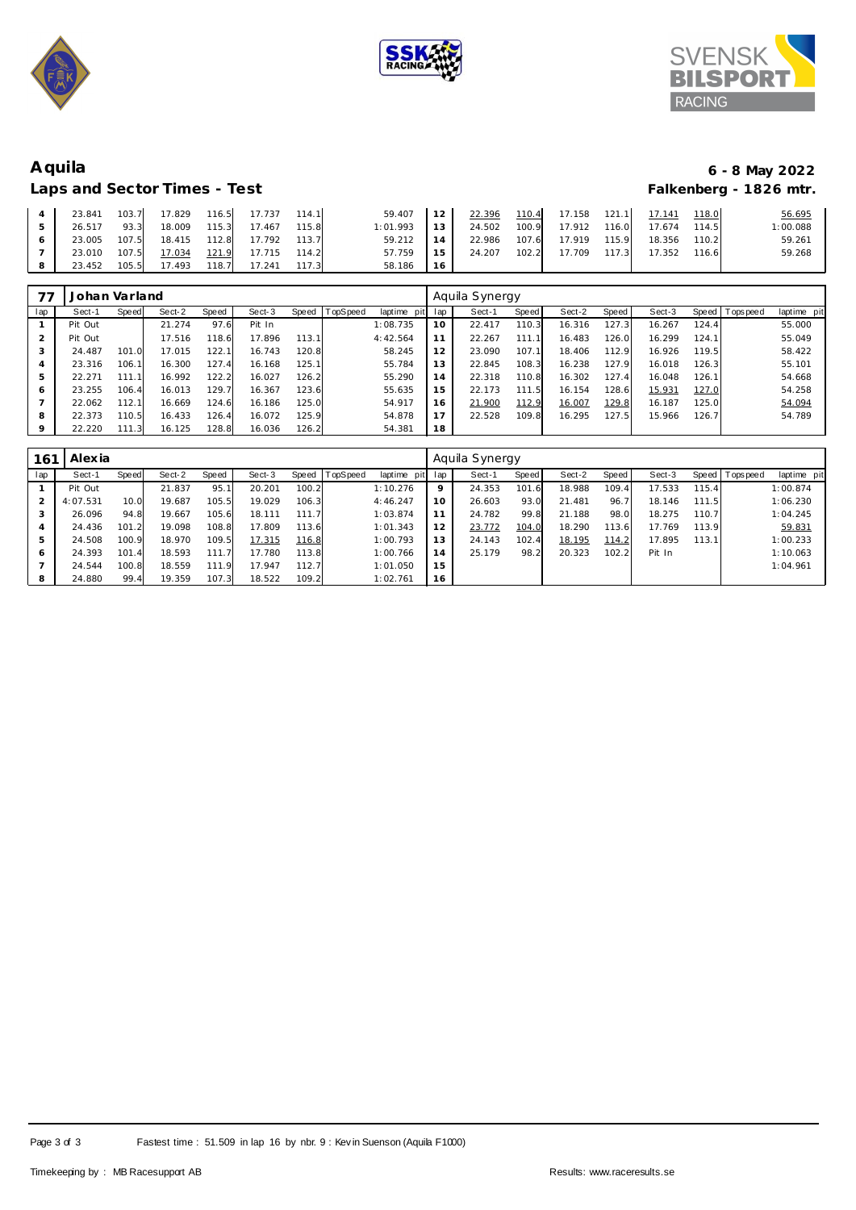# Aquila

**6 - 8 May 2022**

## Laps and Sector Times - Test

**Falkenberg - 1826 mtr.**

| | | | | | | | | | | | | | | | | | | |
|---|---|---|---|---|---|---|---|---|---|---|---|---|---|---|---|---|---|---|
| 4 | 23.841 | 103.7 | 17.829 | 116.5 | 17.737 | 114.1 | | 59.407 | 12 | 22.396 | 110.4 | 17.158 | 121.1 | 17.141 | 118.0 | | 56.695 |
| 5 | 26.517 | 93.3 | 18.009 | 115.3 | 17.467 | 115.8 | | 1:01.993 | 13 | 24.502 | 100.9 | 17.912 | 116.0 | 17.674 | 114.5 | | 1:00.088 |
| 6 | 23.005 | 107.5 | 18.415 | 112.8 | 17.792 | 113.7 | | 59.212 | 14 | 22.986 | 107.6 | 17.919 | 115.9 | 18.356 | 110.2 | | 59.261 |
| 7 | 23.010 | 107.5 | 17.034 | 121.9 | 17.715 | 114.2 | | 57.759 | 15 | 24.207 | 102.2 | 17.709 | 117.3 | 17.352 | 116.6 | | 59.268 |
| 8 | 23.452 | 105.5 | 17.493 | 118.7 | 17.241 | 117.3 | | 58.186 | 16 | | | | | | | | |

**77 Johan Varland** — Aquila Synergy

| lap | Sect-1 | Speed | Sect-2 | Speed | Sect-3 | Speed | TopSpeed | laptime pit | lap | Sect-1 | Speed | Sect-2 | Speed | Sect-3 | Speed | Topspeed | laptime pit |
|---|---|---|---|---|---|---|---|---|---|---|---|---|---|---|---|---|---|
| 1 | Pit Out | | 21.274 | 97.6 | Pit In | | | 1:08.735 | 10 | 22.417 | 110.3 | 16.316 | 127.3 | 16.267 | 124.4 | | 55.000 |
| 2 | Pit Out | | 17.516 | 118.6 | 17.896 | 113.1 | | 4:42.564 | 11 | 22.267 | 111.1 | 16.483 | 126.0 | 16.299 | 124.1 | | 55.049 |
| 3 | 24.487 | 101.0 | 17.015 | 122.1 | 16.743 | 120.8 | | 58.245 | 12 | 23.090 | 107.1 | 18.406 | 112.9 | 16.926 | 119.5 | | 58.422 |
| 4 | 23.316 | 106.1 | 16.300 | 127.4 | 16.168 | 125.1 | | 55.784 | 13 | 22.845 | 108.3 | 16.238 | 127.9 | 16.018 | 126.3 | | 55.101 |
| 5 | 22.271 | 111.1 | 16.992 | 122.2 | 16.027 | 126.2 | | 55.290 | 14 | 22.318 | 110.8 | 16.302 | 127.4 | 16.048 | 126.1 | | 54.668 |
| 6 | 23.255 | 106.4 | 16.013 | 129.7 | 16.367 | 123.6 | | 55.635 | 15 | 22.173 | 111.5 | 16.154 | 128.6 | 15.931 | 127.0 | | 54.258 |
| 7 | 22.062 | 112.1 | 16.669 | 124.6 | 16.186 | 125.0 | | 54.917 | 16 | 21.900 | 112.9 | 16.007 | 129.8 | 16.187 | 125.0 | | 54.094 |
| 8 | 22.373 | 110.5 | 16.433 | 126.4 | 16.072 | 125.9 | | 54.878 | 17 | 22.528 | 109.8 | 16.295 | 127.5 | 15.966 | 126.7 | | 54.789 |
| 9 | 22.220 | 111.3 | 16.125 | 128.8 | 16.036 | 126.2 | | 54.381 | 18 | | | | | | | | |

**161 Alexia** — Aquila Synergy

| lap | Sect-1 | Speed | Sect-2 | Speed | Sect-3 | Speed | TopSpeed | laptime pit | lap | Sect-1 | Speed | Sect-2 | Speed | Sect-3 | Speed | Topspeed | laptime pit |
|---|---|---|---|---|---|---|---|---|---|---|---|---|---|---|---|---|---|
| 1 | Pit Out | | 21.837 | 95.1 | 20.201 | 100.2 | | 1:10.276 | 9 | 24.353 | 101.6 | 18.988 | 109.4 | 17.533 | 115.4 | | 1:00.874 |
| 2 | 4:07.531 | 10.0 | 19.687 | 105.5 | 19.029 | 106.3 | | 4:46.247 | 10 | 26.603 | 93.0 | 21.481 | 96.7 | 18.146 | 111.5 | | 1:06.230 |
| 3 | 26.096 | 94.8 | 19.667 | 105.6 | 18.111 | 111.7 | | 1:03.874 | 11 | 24.782 | 99.8 | 21.188 | 98.0 | 18.275 | 110.7 | | 1:04.245 |
| 4 | 24.436 | 101.2 | 19.098 | 108.8 | 17.809 | 113.6 | | 1:01.343 | 12 | 23.772 | 104.0 | 18.290 | 113.6 | 17.769 | 113.9 | | 59.831 |
| 5 | 24.508 | 100.9 | 18.970 | 109.5 | 17.315 | 116.8 | | 1:00.793 | 13 | 24.143 | 102.4 | 18.195 | 114.2 | 17.895 | 113.1 | | 1:00.233 |
| 6 | 24.393 | 101.4 | 18.593 | 111.7 | 17.780 | 113.8 | | 1:00.766 | 14 | 25.179 | 98.2 | 20.323 | 102.2 | Pit In | | | 1:10.063 |
| 7 | 24.544 | 100.8 | 18.559 | 111.9 | 17.947 | 112.7 | | 1:01.050 | 15 | | | | | | | | 1:04.961 |
| 8 | 24.880 | 99.4 | 19.359 | 107.3 | 18.522 | 109.2 | | 1:02.761 | 16 | | | | | | | | |

Fastest time : 51.509 in lap 16 by nbr. 9 : Kevin Suenson (Aquila F1000)

Timekeeping by : MB Racesupport AB

Results: www.raceresults.se